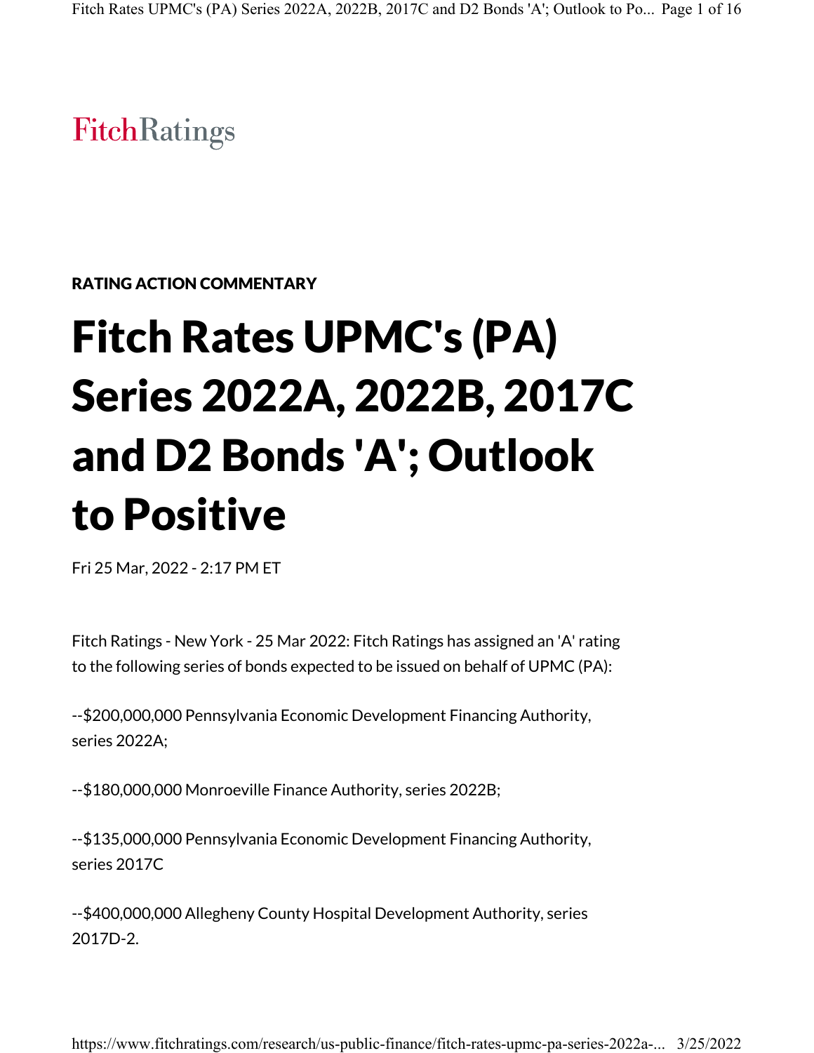FitchRatings

**RATING ACTION COMMENTARY**

# Fitch Rates UPMC's (PA) Series 2022A, 2022B, 2017C and D2 Bonds 'A'; Outlook to Positive

Fri 25 Mar, 2022 - 2:17 PM ET

Fitch Ratings - New York - 25 Mar 2022: Fitch Ratings has assigned an 'A' rating to the following series of bonds expected to be issued on behalf of UPMC (PA):

--$200,000,000 Pennsylvania Economic Development Financing Authority, series 2022A;

--$180,000,000 Monroeville Finance Authority, series 2022B;

--$135,000,000 Pennsylvania Economic Development Financing Authority, series 2017C

--$400,000,000 Allegheny County Hospital Development Authority, series 2017D-2.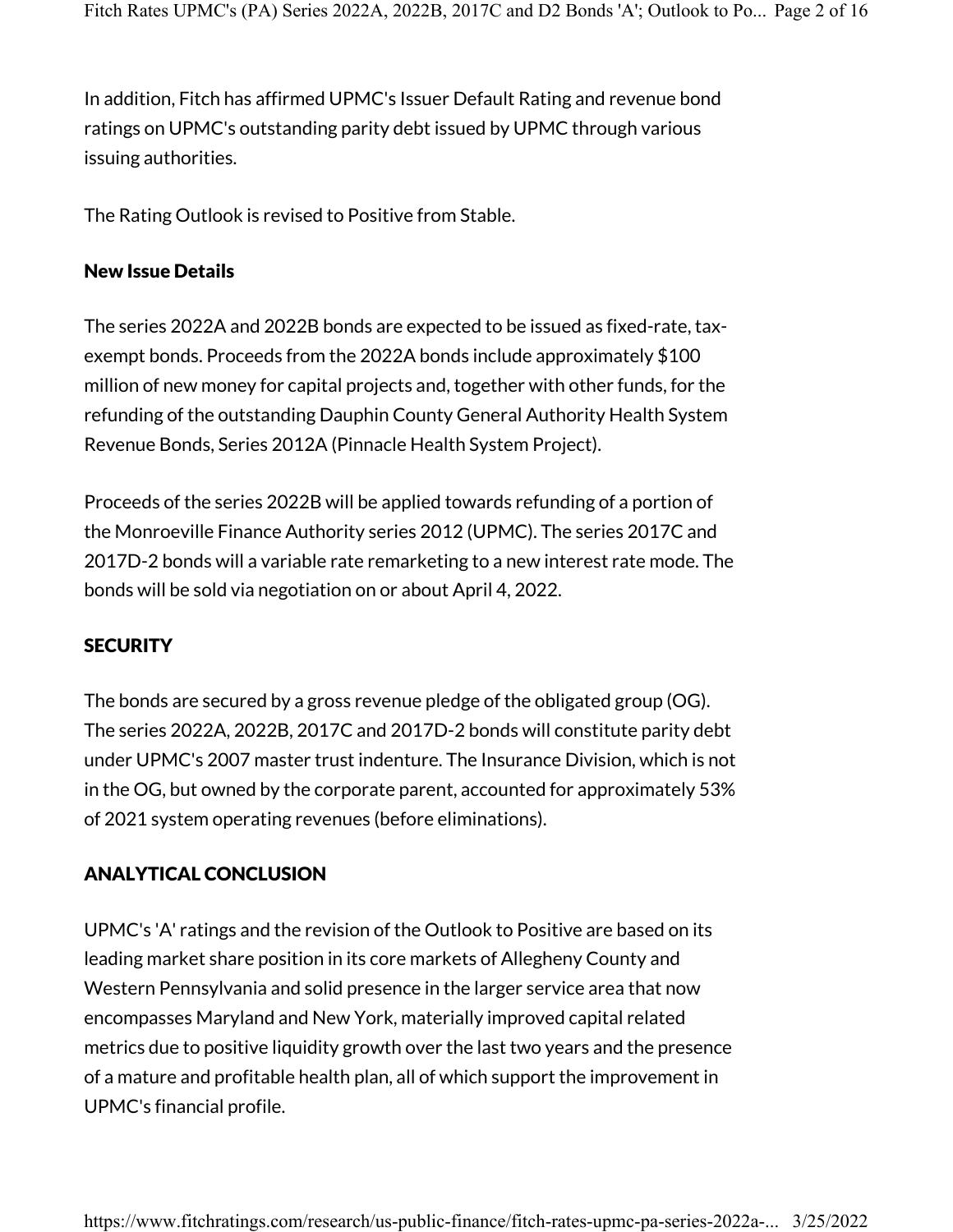In addition, Fitch has affirmed UPMC's Issuer Default Rating and revenue bond ratings on UPMC's outstanding parity debt issued by UPMC through various issuing authorities.

The Rating Outlook is revised to Positive from Stable.

**New Issue Details**

The series 2022A and 2022B bonds are expected to be issued as fixed-rate, tax-exempt bonds. Proceeds from the 2022A bonds include approximately $100 million of new money for capital projects and, together with other funds, for the refunding of the outstanding Dauphin County General Authority Health System Revenue Bonds, Series 2012A (Pinnacle Health System Project).

Proceeds of the series 2022B will be applied towards refunding of a portion of the Monroeville Finance Authority series 2012 (UPMC). The series 2017C and 2017D-2 bonds will a variable rate remarketing to a new interest rate mode. The bonds will be sold via negotiation on or about April 4, 2022.

## SECURITY

The bonds are secured by a gross revenue pledge of the obligated group (OG). The series 2022A, 2022B, 2017C and 2017D-2 bonds will constitute parity debt under UPMC's 2007 master trust indenture. The Insurance Division, which is not in the OG, but owned by the corporate parent, accounted for approximately 53% of 2021 system operating revenues (before eliminations).

## ANALYTICAL CONCLUSION

UPMC's 'A' ratings and the revision of the Outlook to Positive are based on its leading market share position in its core markets of Allegheny County and Western Pennsylvania and solid presence in the larger service area that now encompasses Maryland and New York, materially improved capital related metrics due to positive liquidity growth over the last two years and the presence of a mature and profitable health plan, all of which support the improvement in UPMC's financial profile.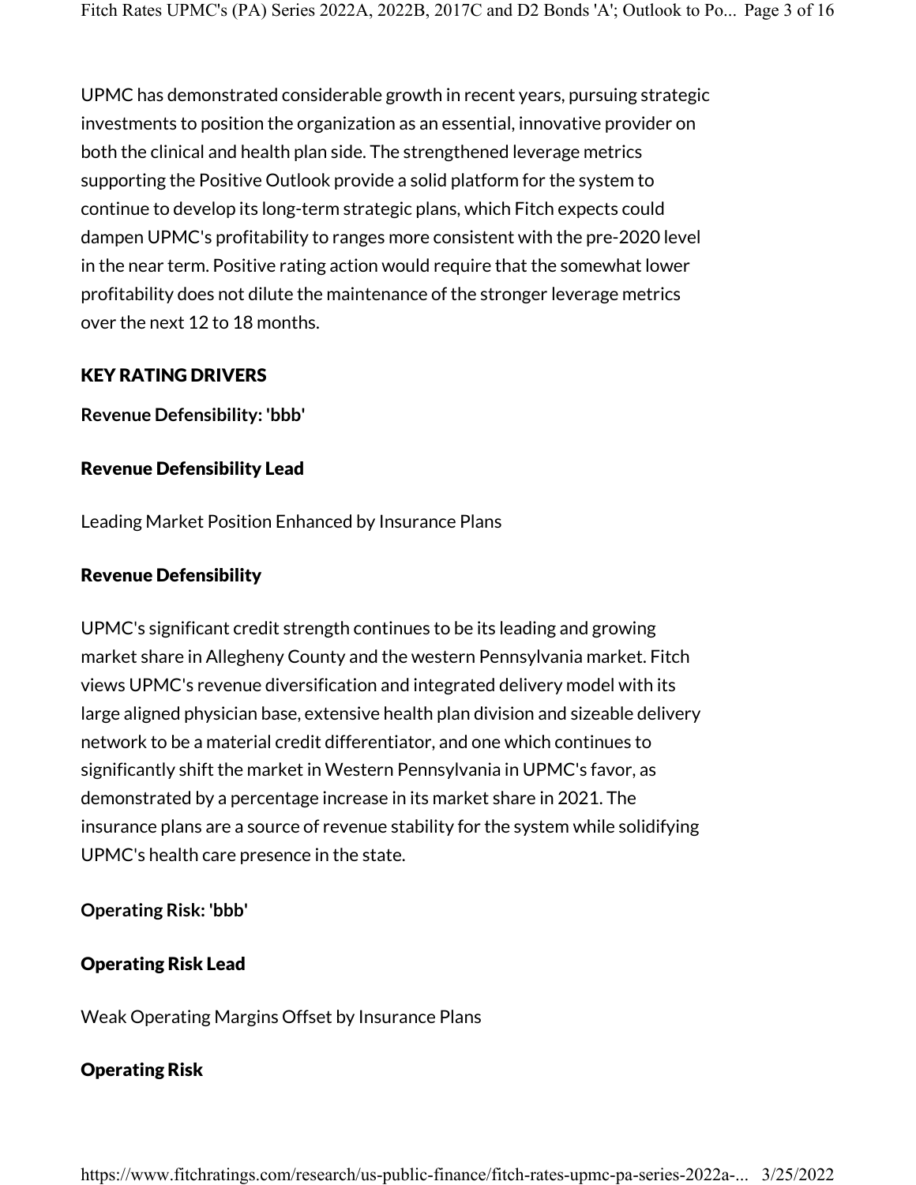UPMC has demonstrated considerable growth in recent years, pursuing strategic investments to position the organization as an essential, innovative provider on both the clinical and health plan side. The strengthened leverage metrics supporting the Positive Outlook provide a solid platform for the system to continue to develop its long-term strategic plans, which Fitch expects could dampen UPMC's profitability to ranges more consistent with the pre-2020 level in the near term. Positive rating action would require that the somewhat lower profitability does not dilute the maintenance of the stronger leverage metrics over the next 12 to 18 months.

## KEY RATING DRIVERS

**Revenue Defensibility: 'bbb'**

### Revenue Defensibility Lead

Leading Market Position Enhanced by Insurance Plans

### Revenue Defensibility

UPMC's significant credit strength continues to be its leading and growing market share in Allegheny County and the western Pennsylvania market. Fitch views UPMC's revenue diversification and integrated delivery model with its large aligned physician base, extensive health plan division and sizeable delivery network to be a material credit differentiator, and one which continues to significantly shift the market in Western Pennsylvania in UPMC's favor, as demonstrated by a percentage increase in its market share in 2021. The insurance plans are a source of revenue stability for the system while solidifying UPMC's health care presence in the state.

**Operating Risk: 'bbb'**

### Operating Risk Lead

Weak Operating Margins Offset by Insurance Plans

### Operating Risk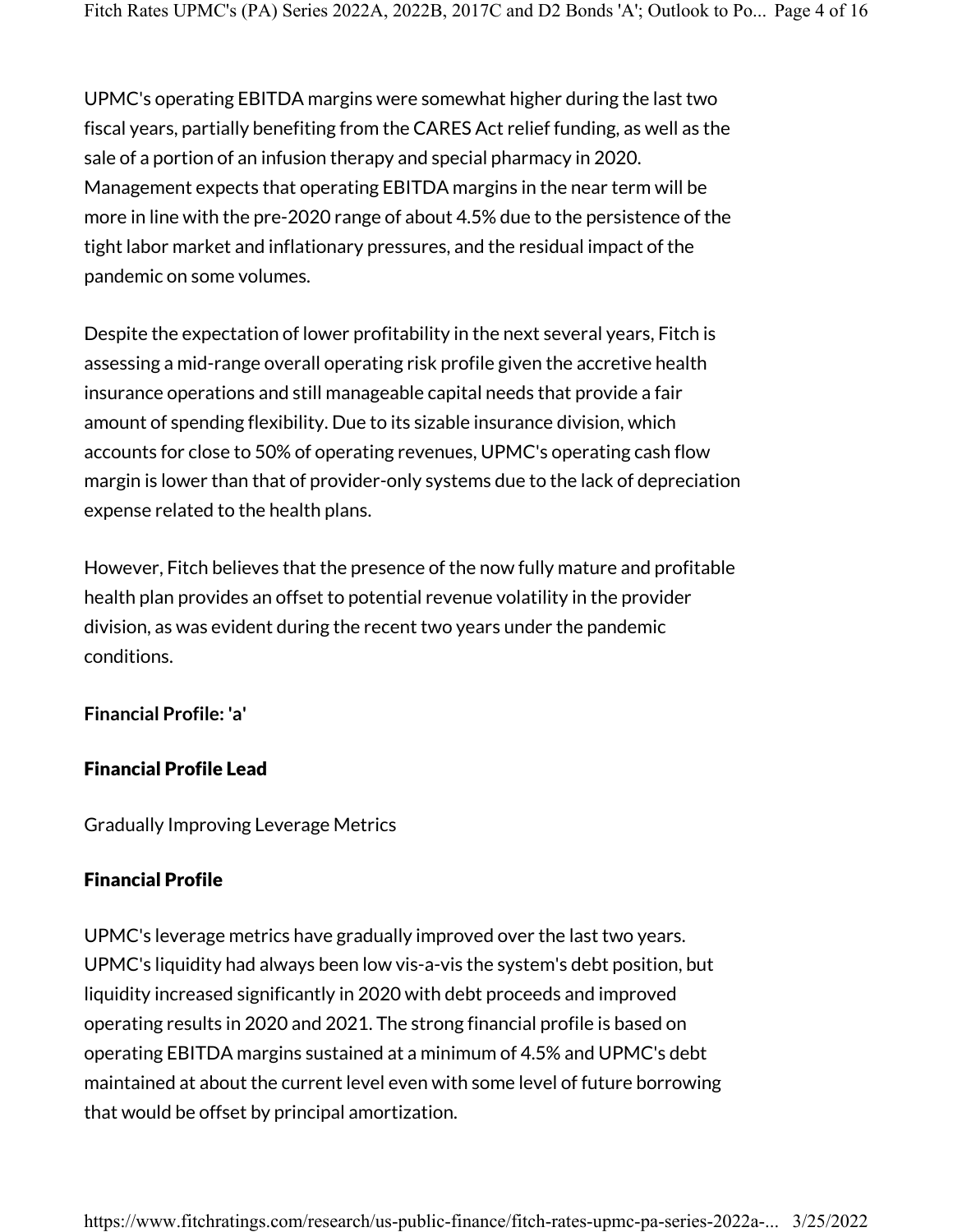UPMC's operating EBITDA margins were somewhat higher during the last two fiscal years, partially benefiting from the CARES Act relief funding, as well as the sale of a portion of an infusion therapy and special pharmacy in 2020. Management expects that operating EBITDA margins in the near term will be more in line with the pre-2020 range of about 4.5% due to the persistence of the tight labor market and inflationary pressures, and the residual impact of the pandemic on some volumes.

Despite the expectation of lower profitability in the next several years, Fitch is assessing a mid-range overall operating risk profile given the accretive health insurance operations and still manageable capital needs that provide a fair amount of spending flexibility. Due to its sizable insurance division, which accounts for close to 50% of operating revenues, UPMC's operating cash flow margin is lower than that of provider-only systems due to the lack of depreciation expense related to the health plans.

However, Fitch believes that the presence of the now fully mature and profitable health plan provides an offset to potential revenue volatility in the provider division, as was evident during the recent two years under the pandemic conditions.

**Financial Profile: 'a'**

### Financial Profile Lead

Gradually Improving Leverage Metrics

### Financial Profile

UPMC's leverage metrics have gradually improved over the last two years. UPMC's liquidity had always been low vis-a-vis the system's debt position, but liquidity increased significantly in 2020 with debt proceeds and improved operating results in 2020 and 2021. The strong financial profile is based on operating EBITDA margins sustained at a minimum of 4.5% and UPMC's debt maintained at about the current level even with some level of future borrowing that would be offset by principal amortization.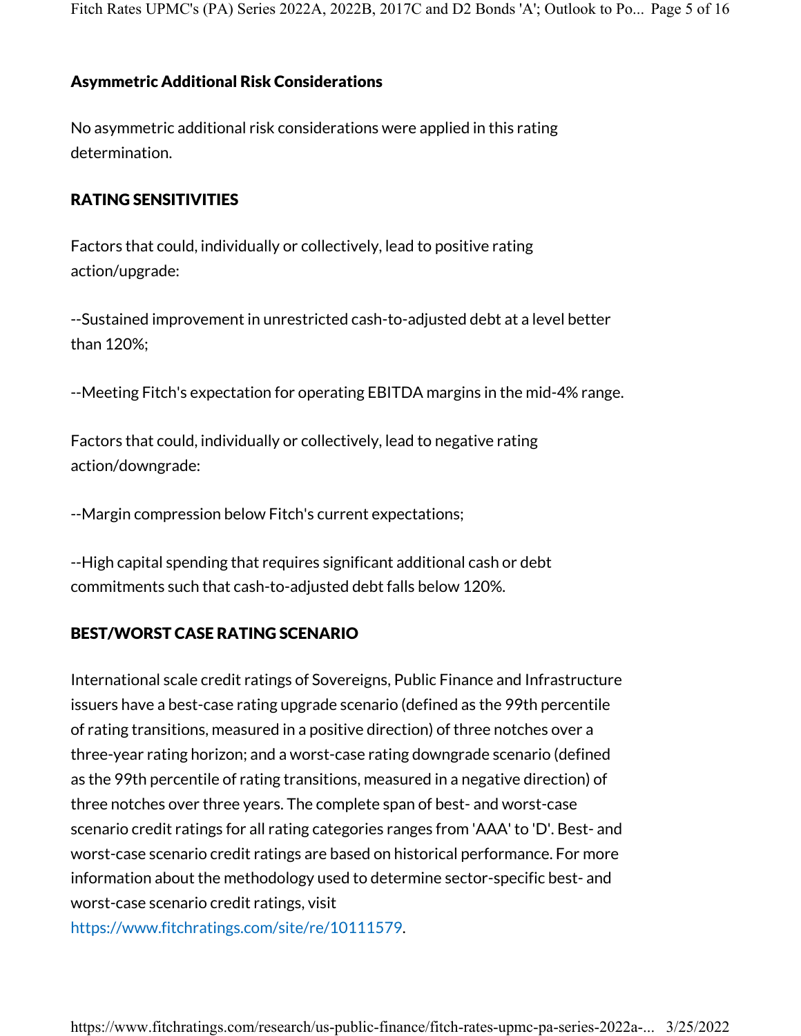### Asymmetric Additional Risk Considerations

No asymmetric additional risk considerations were applied in this rating determination.

### RATING SENSITIVITIES

Factors that could, individually or collectively, lead to positive rating action/upgrade:

--Sustained improvement in unrestricted cash-to-adjusted debt at a level better than 120%;

--Meeting Fitch's expectation for operating EBITDA margins in the mid-4% range.

Factors that could, individually or collectively, lead to negative rating action/downgrade:

--Margin compression below Fitch's current expectations;

--High capital spending that requires significant additional cash or debt commitments such that cash-to-adjusted debt falls below 120%.

### BEST/WORST CASE RATING SCENARIO

International scale credit ratings of Sovereigns, Public Finance and Infrastructure issuers have a best-case rating upgrade scenario (defined as the 99th percentile of rating transitions, measured in a positive direction) of three notches over a three-year rating horizon; and a worst-case rating downgrade scenario (defined as the 99th percentile of rating transitions, measured in a negative direction) of three notches over three years. The complete span of best- and worst-case scenario credit ratings for all rating categories ranges from 'AAA' to 'D'. Best- and worst-case scenario credit ratings are based on historical performance. For more information about the methodology used to determine sector-specific best- and worst-case scenario credit ratings, visit https://www.fitchratings.com/site/re/10111579.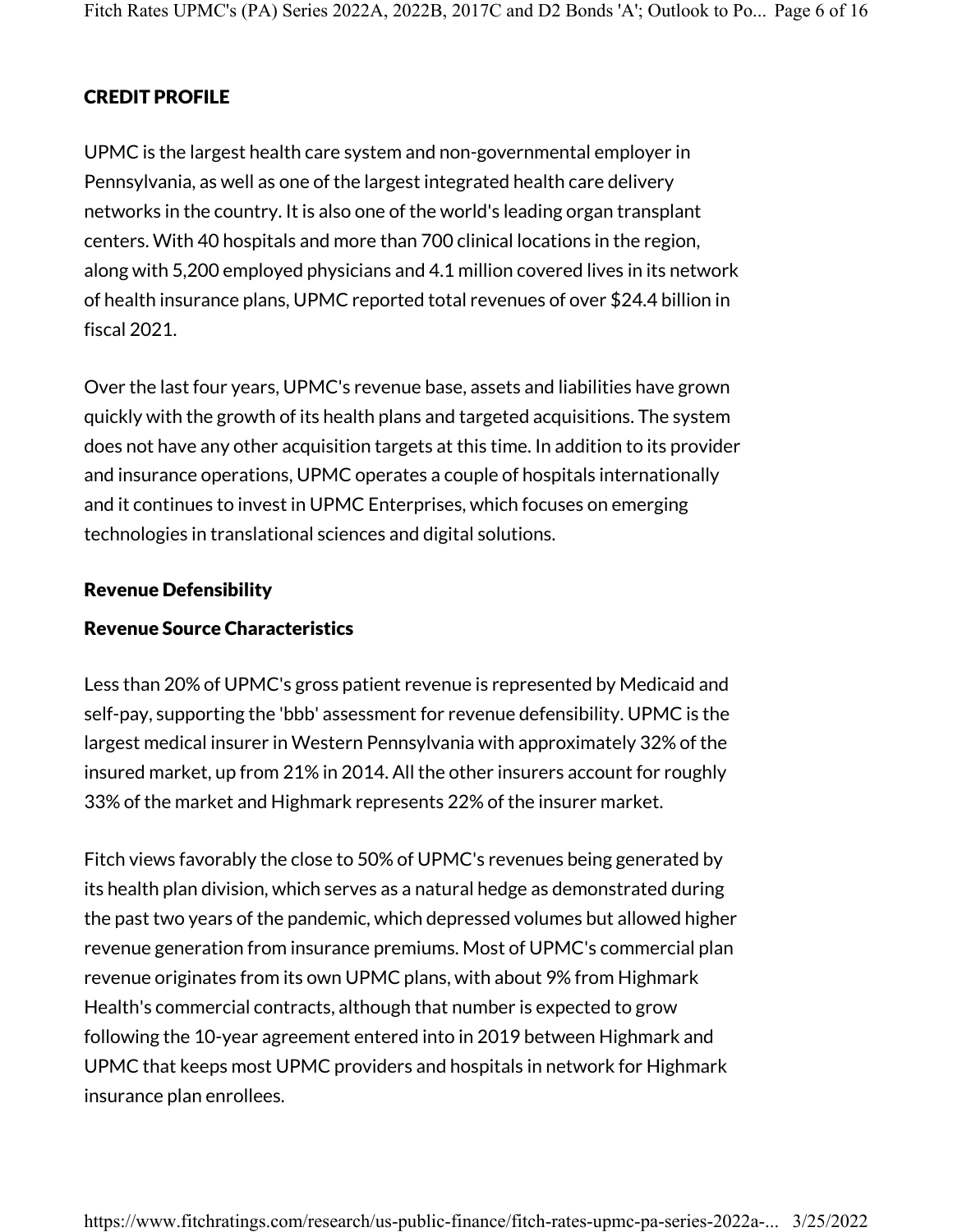## CREDIT PROFILE

UPMC is the largest health care system and non-governmental employer in Pennsylvania, as well as one of the largest integrated health care delivery networks in the country. It is also one of the world's leading organ transplant centers. With 40 hospitals and more than 700 clinical locations in the region, along with 5,200 employed physicians and 4.1 million covered lives in its network of health insurance plans, UPMC reported total revenues of over $24.4 billion in fiscal 2021.

Over the last four years, UPMC's revenue base, assets and liabilities have grown quickly with the growth of its health plans and targeted acquisitions. The system does not have any other acquisition targets at this time. In addition to its provider and insurance operations, UPMC operates a couple of hospitals internationally and it continues to invest in UPMC Enterprises, which focuses on emerging technologies in translational sciences and digital solutions.

### Revenue Defensibility

### Revenue Source Characteristics

Less than 20% of UPMC's gross patient revenue is represented by Medicaid and self-pay, supporting the 'bbb' assessment for revenue defensibility. UPMC is the largest medical insurer in Western Pennsylvania with approximately 32% of the insured market, up from 21% in 2014. All the other insurers account for roughly 33% of the market and Highmark represents 22% of the insurer market.

Fitch views favorably the close to 50% of UPMC's revenues being generated by its health plan division, which serves as a natural hedge as demonstrated during the past two years of the pandemic, which depressed volumes but allowed higher revenue generation from insurance premiums. Most of UPMC's commercial plan revenue originates from its own UPMC plans, with about 9% from Highmark Health's commercial contracts, although that number is expected to grow following the 10-year agreement entered into in 2019 between Highmark and UPMC that keeps most UPMC providers and hospitals in network for Highmark insurance plan enrollees.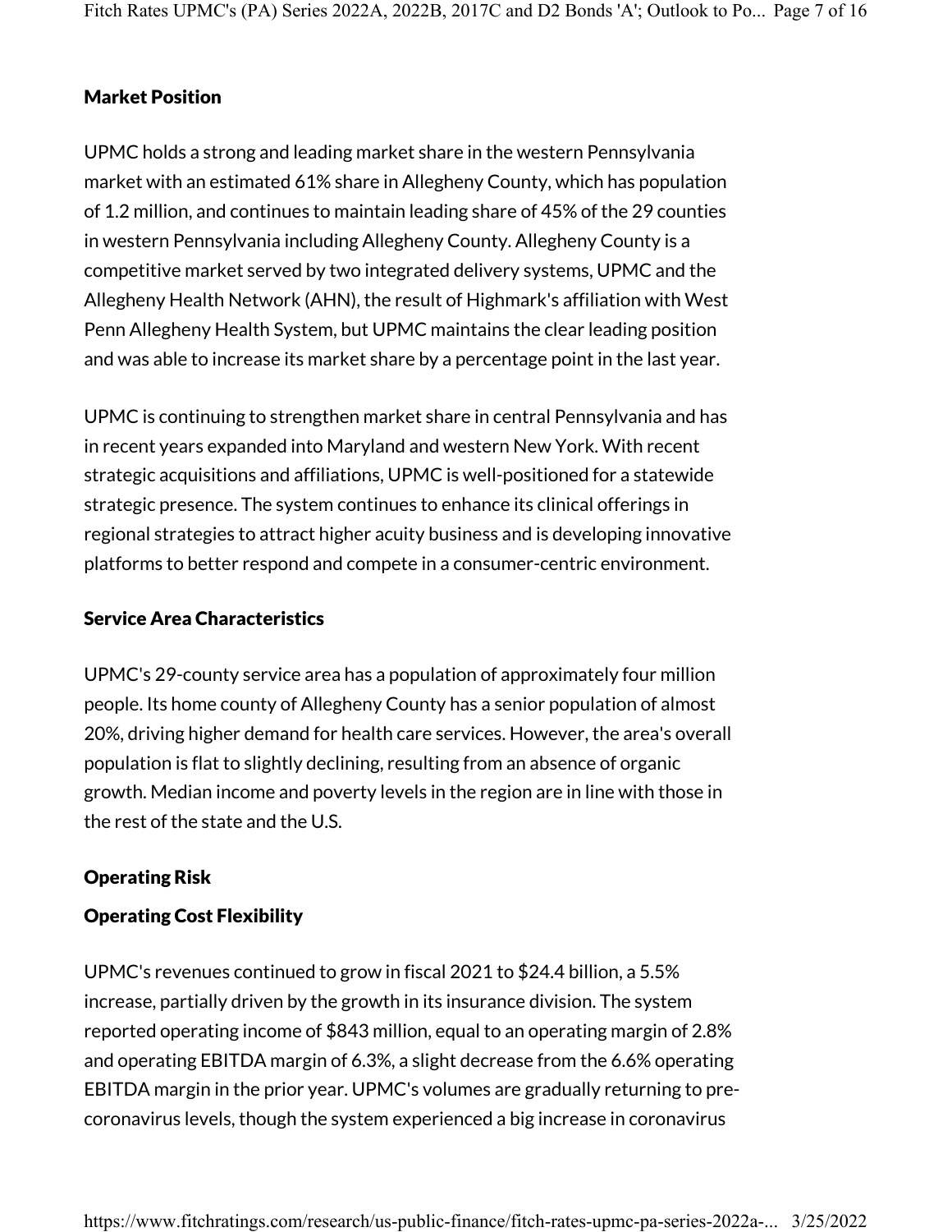### Market Position

UPMC holds a strong and leading market share in the western Pennsylvania market with an estimated 61% share in Allegheny County, which has population of 1.2 million, and continues to maintain leading share of 45% of the 29 counties in western Pennsylvania including Allegheny County. Allegheny County is a competitive market served by two integrated delivery systems, UPMC and the Allegheny Health Network (AHN), the result of Highmark's affiliation with West Penn Allegheny Health System, but UPMC maintains the clear leading position and was able to increase its market share by a percentage point in the last year.

UPMC is continuing to strengthen market share in central Pennsylvania and has in recent years expanded into Maryland and western New York. With recent strategic acquisitions and affiliations, UPMC is well-positioned for a statewide strategic presence. The system continues to enhance its clinical offerings in regional strategies to attract higher acuity business and is developing innovative platforms to better respond and compete in a consumer-centric environment.

### Service Area Characteristics

UPMC's 29-county service area has a population of approximately four million people. Its home county of Allegheny County has a senior population of almost 20%, driving higher demand for health care services. However, the area's overall population is flat to slightly declining, resulting from an absence of organic growth. Median income and poverty levels in the region are in line with those in the rest of the state and the U.S.

### Operating Risk

### Operating Cost Flexibility

UPMC's revenues continued to grow in fiscal 2021 to $24.4 billion, a 5.5% increase, partially driven by the growth in its insurance division. The system reported operating income of $843 million, equal to an operating margin of 2.8% and operating EBITDA margin of 6.3%, a slight decrease from the 6.6% operating EBITDA margin in the prior year. UPMC's volumes are gradually returning to pre-coronavirus levels, though the system experienced a big increase in coronavirus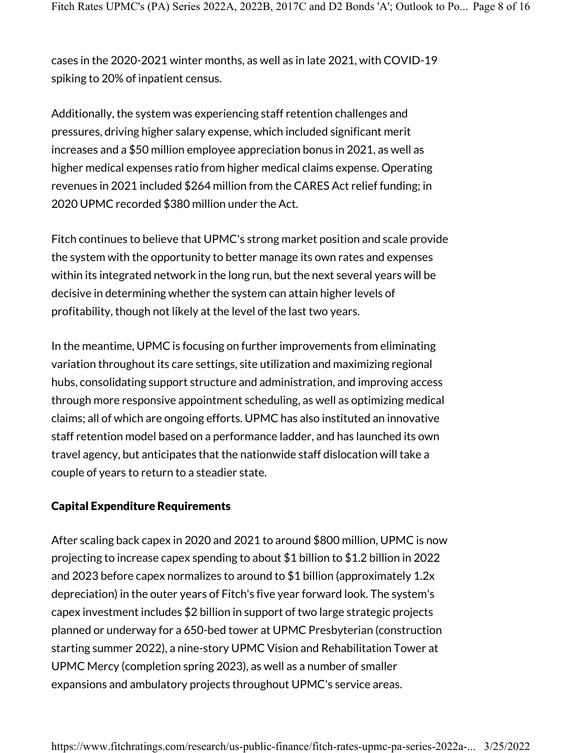cases in the 2020-2021 winter months, as well as in late 2021, with COVID-19 spiking to 20% of inpatient census.

Additionally, the system was experiencing staff retention challenges and pressures, driving higher salary expense, which included significant merit increases and a $50 million employee appreciation bonus in 2021, as well as higher medical expenses ratio from higher medical claims expense. Operating revenues in 2021 included $264 million from the CARES Act relief funding; in 2020 UPMC recorded $380 million under the Act.

Fitch continues to believe that UPMC's strong market position and scale provide the system with the opportunity to better manage its own rates and expenses within its integrated network in the long run, but the next several years will be decisive in determining whether the system can attain higher levels of profitability, though not likely at the level of the last two years.

In the meantime, UPMC is focusing on further improvements from eliminating variation throughout its care settings, site utilization and maximizing regional hubs, consolidating support structure and administration, and improving access through more responsive appointment scheduling, as well as optimizing medical claims; all of which are ongoing efforts. UPMC has also instituted an innovative staff retention model based on a performance ladder, and has launched its own travel agency, but anticipates that the nationwide staff dislocation will take a couple of years to return to a steadier state.

### Capital Expenditure Requirements

After scaling back capex in 2020 and 2021 to around $800 million, UPMC is now projecting to increase capex spending to about $1 billion to $1.2 billion in 2022 and 2023 before capex normalizes to around to $1 billion (approximately 1.2x depreciation) in the outer years of Fitch's five year forward look. The system's capex investment includes $2 billion in support of two large strategic projects planned or underway for a 650-bed tower at UPMC Presbyterian (construction starting summer 2022), a nine-story UPMC Vision and Rehabilitation Tower at UPMC Mercy (completion spring 2023), as well as a number of smaller expansions and ambulatory projects throughout UPMC's service areas.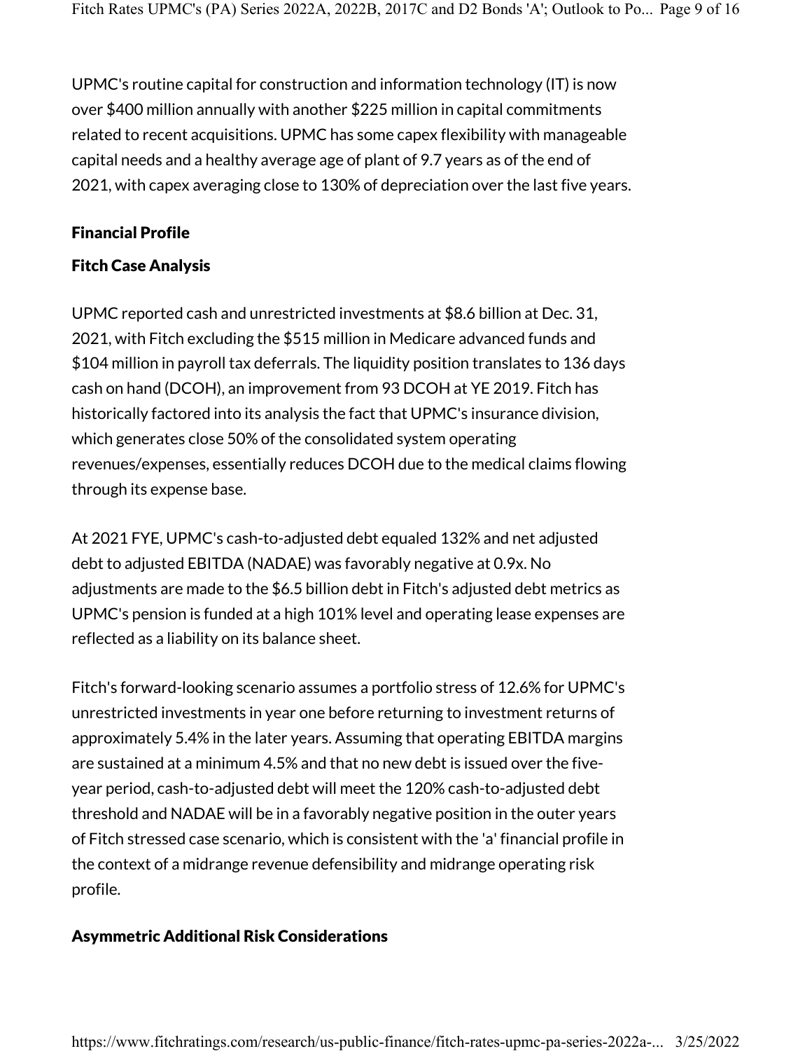UPMC's routine capital for construction and information technology (IT) is now over $400 million annually with another $225 million in capital commitments related to recent acquisitions. UPMC has some capex flexibility with manageable capital needs and a healthy average age of plant of 9.7 years as of the end of 2021, with capex averaging close to 130% of depreciation over the last five years.

### Financial Profile

### Fitch Case Analysis

UPMC reported cash and unrestricted investments at $8.6 billion at Dec. 31, 2021, with Fitch excluding the $515 million in Medicare advanced funds and $104 million in payroll tax deferrals. The liquidity position translates to 136 days cash on hand (DCOH), an improvement from 93 DCOH at YE 2019. Fitch has historically factored into its analysis the fact that UPMC's insurance division, which generates close 50% of the consolidated system operating revenues/expenses, essentially reduces DCOH due to the medical claims flowing through its expense base.

At 2021 FYE, UPMC's cash-to-adjusted debt equaled 132% and net adjusted debt to adjusted EBITDA (NADAE) was favorably negative at 0.9x. No adjustments are made to the $6.5 billion debt in Fitch's adjusted debt metrics as UPMC's pension is funded at a high 101% level and operating lease expenses are reflected as a liability on its balance sheet.

Fitch's forward-looking scenario assumes a portfolio stress of 12.6% for UPMC's unrestricted investments in year one before returning to investment returns of approximately 5.4% in the later years. Assuming that operating EBITDA margins are sustained at a minimum 4.5% and that no new debt is issued over the five-year period, cash-to-adjusted debt will meet the 120% cash-to-adjusted debt threshold and NADAE will be in a favorably negative position in the outer years of Fitch stressed case scenario, which is consistent with the 'a' financial profile in the context of a midrange revenue defensibility and midrange operating risk profile.

### Asymmetric Additional Risk Considerations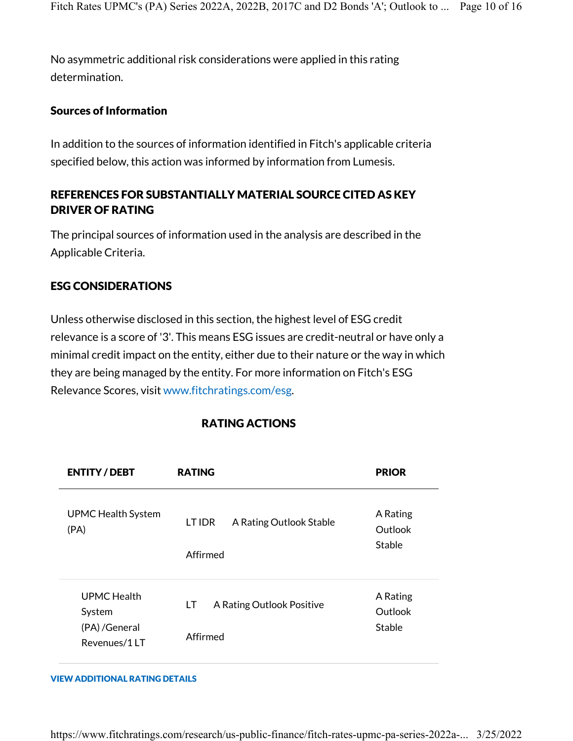No asymmetric additional risk considerations were applied in this rating determination.

**Sources of Information**

In addition to the sources of information identified in Fitch's applicable criteria specified below, this action was informed by information from Lumesis.

## REFERENCES FOR SUBSTANTIALLY MATERIAL SOURCE CITED AS KEY DRIVER OF RATING

The principal sources of information used in the analysis are described in the Applicable Criteria.

## ESG CONSIDERATIONS

Unless otherwise disclosed in this section, the highest level of ESG credit relevance is a score of '3'. This means ESG issues are credit-neutral or have only a minimal credit impact on the entity, either due to their nature or the way in which they are being managed by the entity. For more information on Fitch's ESG Relevance Scores, visit www.fitchratings.com/esg.

## RATING ACTIONS

| ENTITY / DEBT | RATING | | PRIOR |
|---|---|---|---|
| UPMC Health System (PA) | LT IDR | A Rating Outlook Stable Affirmed | A Rating Outlook Stable |
| UPMC Health System (PA) /General Revenues/1 LT | LT | A Rating Outlook Positive Affirmed | A Rating Outlook Stable |

**VIEW ADDITIONAL RATING DETAILS**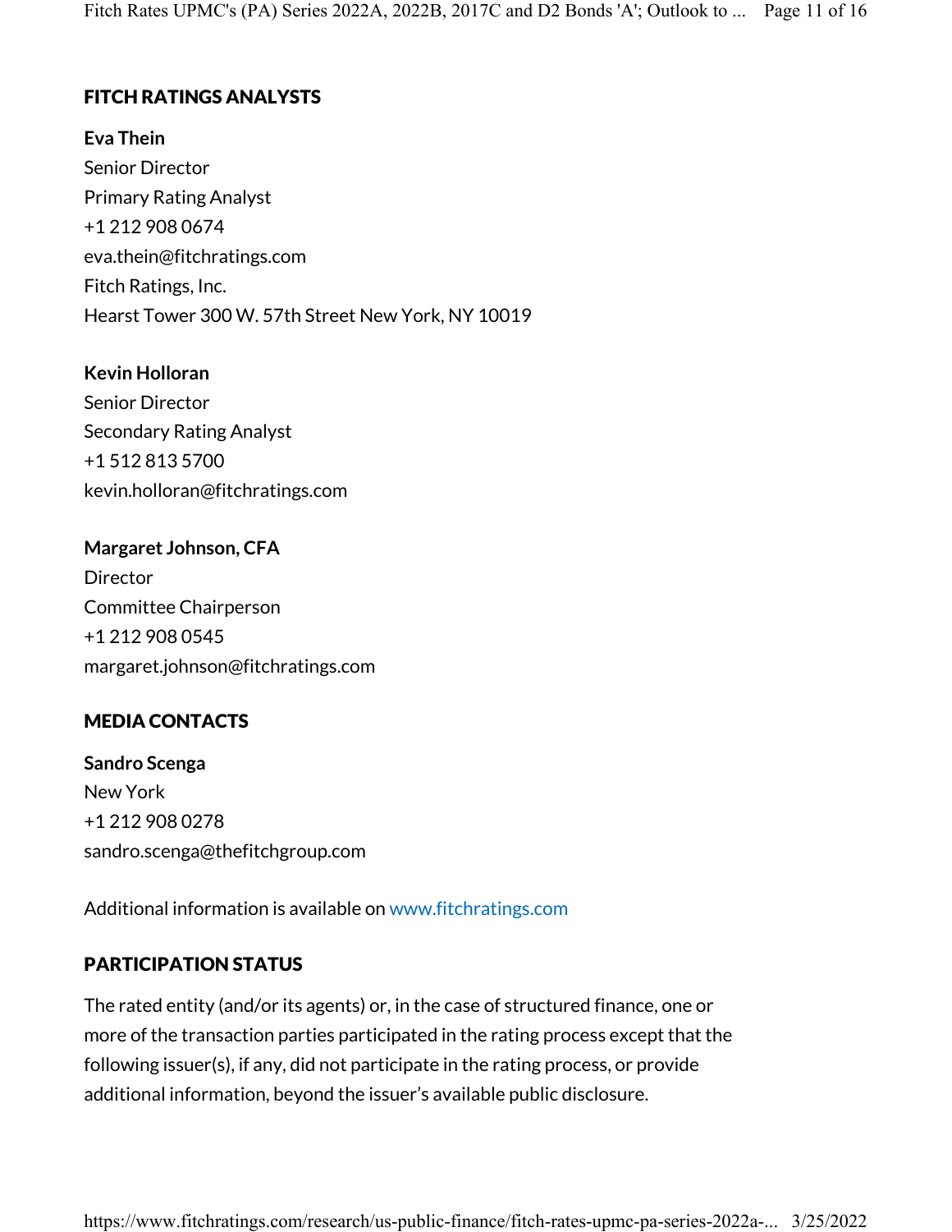## FITCH RATINGS ANALYSTS

**Eva Thein**
Senior Director
Primary Rating Analyst
+1 212 908 0674
eva.thein@fitchratings.com
Fitch Ratings, Inc.
Hearst Tower 300 W. 57th Street New York, NY 10019

**Kevin Holloran**
Senior Director
Secondary Rating Analyst
+1 512 813 5700
kevin.holloran@fitchratings.com

**Margaret Johnson, CFA**
Director
Committee Chairperson
+1 212 908 0545
margaret.johnson@fitchratings.com

## MEDIA CONTACTS

**Sandro Scenga**
New York
+1 212 908 0278
sandro.scenga@thefitchgroup.com

Additional information is available on www.fitchratings.com

## PARTICIPATION STATUS

The rated entity (and/or its agents) or, in the case of structured finance, one or more of the transaction parties participated in the rating process except that the following issuer(s), if any, did not participate in the rating process, or provide additional information, beyond the issuer's available public disclosure.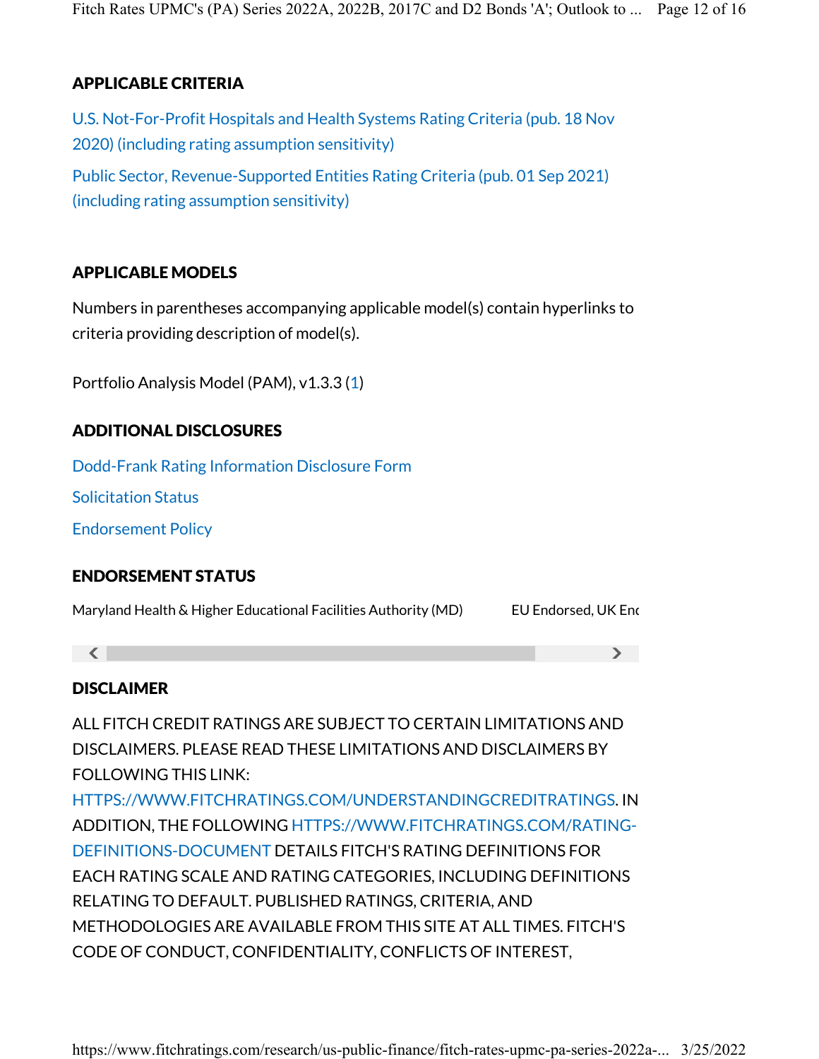## APPLICABLE CRITERIA

U.S. Not-For-Profit Hospitals and Health Systems Rating Criteria (pub. 18 Nov 2020) (including rating assumption sensitivity)

Public Sector, Revenue-Supported Entities Rating Criteria (pub. 01 Sep 2021) (including rating assumption sensitivity)

## APPLICABLE MODELS

Numbers in parentheses accompanying applicable model(s) contain hyperlinks to criteria providing description of model(s).

Portfolio Analysis Model (PAM), v1.3.3 (1)

## ADDITIONAL DISCLOSURES

Dodd-Frank Rating Information Disclosure Form

Solicitation Status

Endorsement Policy

## ENDORSEMENT STATUS

| | |
|---|---|
| Maryland Health & Higher Educational Facilities Authority (MD) | EU Endorsed, UK End |

## DISCLAIMER

ALL FITCH CREDIT RATINGS ARE SUBJECT TO CERTAIN LIMITATIONS AND DISCLAIMERS. PLEASE READ THESE LIMITATIONS AND DISCLAIMERS BY FOLLOWING THIS LINK: HTTPS://WWW.FITCHRATINGS.COM/UNDERSTANDINGCREDITRATINGS. IN ADDITION, THE FOLLOWING HTTPS://WWW.FITCHRATINGS.COM/RATING-DEFINITIONS-DOCUMENT DETAILS FITCH'S RATING DEFINITIONS FOR EACH RATING SCALE AND RATING CATEGORIES, INCLUDING DEFINITIONS RELATING TO DEFAULT. PUBLISHED RATINGS, CRITERIA, AND METHODOLOGIES ARE AVAILABLE FROM THIS SITE AT ALL TIMES. FITCH'S CODE OF CONDUCT, CONFIDENTIALITY, CONFLICTS OF INTEREST,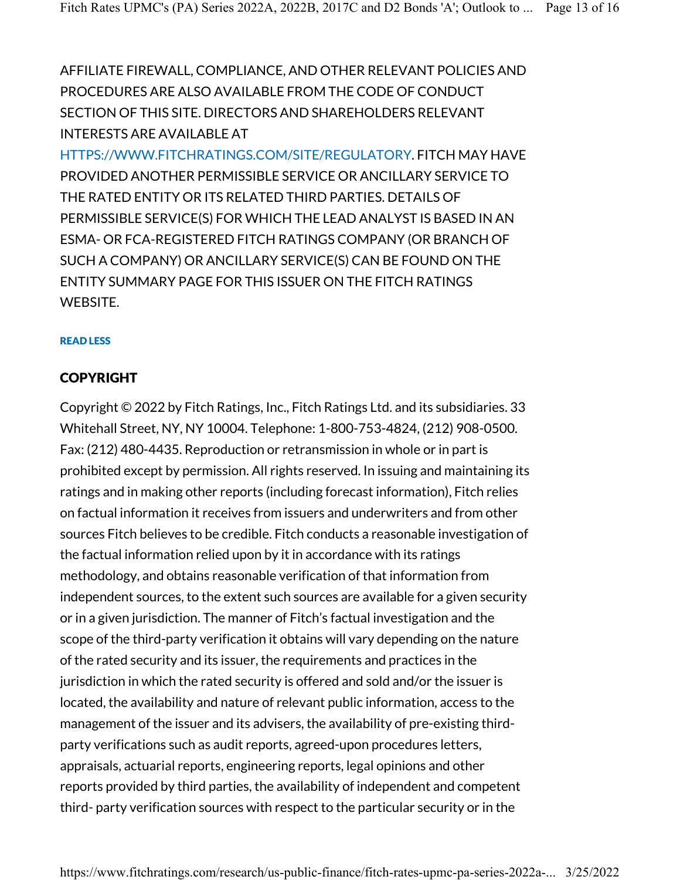AFFILIATE FIREWALL, COMPLIANCE, AND OTHER RELEVANT POLICIES AND PROCEDURES ARE ALSO AVAILABLE FROM THE CODE OF CONDUCT SECTION OF THIS SITE. DIRECTORS AND SHAREHOLDERS RELEVANT INTERESTS ARE AVAILABLE AT HTTPS://WWW.FITCHRATINGS.COM/SITE/REGULATORY. FITCH MAY HAVE PROVIDED ANOTHER PERMISSIBLE SERVICE OR ANCILLARY SERVICE TO THE RATED ENTITY OR ITS RELATED THIRD PARTIES. DETAILS OF PERMISSIBLE SERVICE(S) FOR WHICH THE LEAD ANALYST IS BASED IN AN ESMA- OR FCA-REGISTERED FITCH RATINGS COMPANY (OR BRANCH OF SUCH A COMPANY) OR ANCILLARY SERVICE(S) CAN BE FOUND ON THE ENTITY SUMMARY PAGE FOR THIS ISSUER ON THE FITCH RATINGS WEBSITE.

READ LESS

## COPYRIGHT

Copyright © 2022 by Fitch Ratings, Inc., Fitch Ratings Ltd. and its subsidiaries. 33 Whitehall Street, NY, NY 10004. Telephone: 1-800-753-4824, (212) 908-0500. Fax: (212) 480-4435. Reproduction or retransmission in whole or in part is prohibited except by permission. All rights reserved. In issuing and maintaining its ratings and in making other reports (including forecast information), Fitch relies on factual information it receives from issuers and underwriters and from other sources Fitch believes to be credible. Fitch conducts a reasonable investigation of the factual information relied upon by it in accordance with its ratings methodology, and obtains reasonable verification of that information from independent sources, to the extent such sources are available for a given security or in a given jurisdiction. The manner of Fitch's factual investigation and the scope of the third-party verification it obtains will vary depending on the nature of the rated security and its issuer, the requirements and practices in the jurisdiction in which the rated security is offered and sold and/or the issuer is located, the availability and nature of relevant public information, access to the management of the issuer and its advisers, the availability of pre-existing third-party verifications such as audit reports, agreed-upon procedures letters, appraisals, actuarial reports, engineering reports, legal opinions and other reports provided by third parties, the availability of independent and competent third- party verification sources with respect to the particular security or in the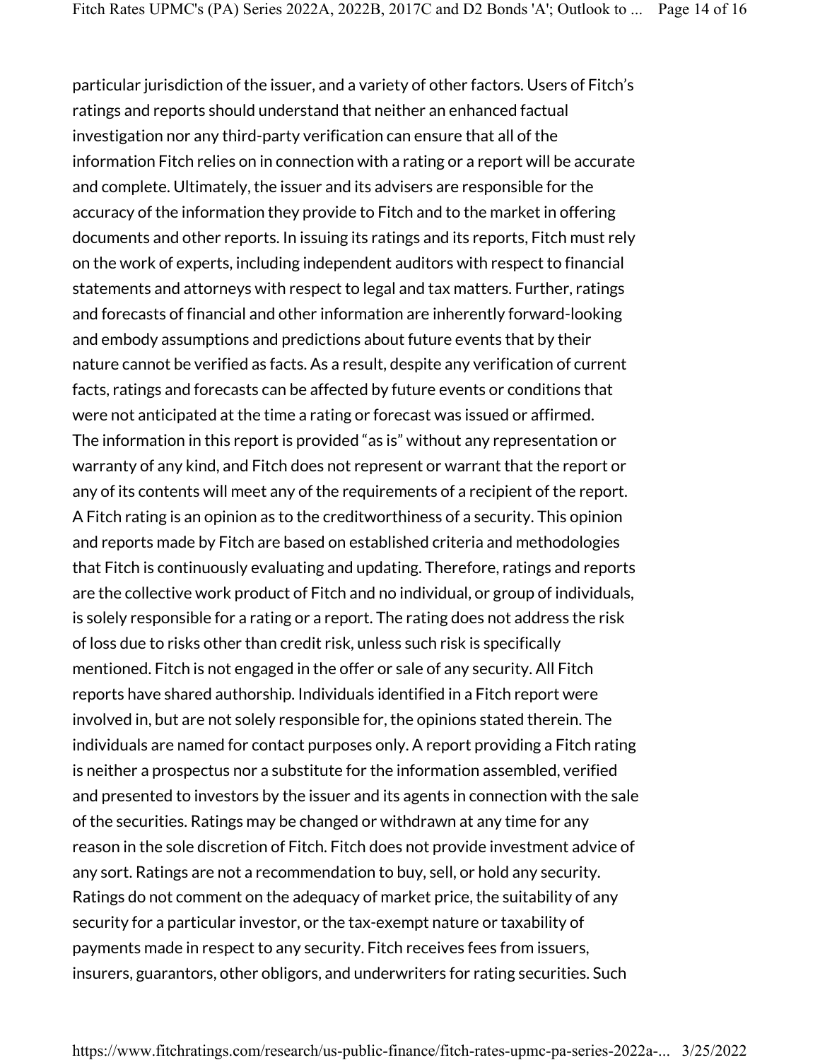particular jurisdiction of the issuer, and a variety of other factors. Users of Fitch's ratings and reports should understand that neither an enhanced factual investigation nor any third-party verification can ensure that all of the information Fitch relies on in connection with a rating or a report will be accurate and complete. Ultimately, the issuer and its advisers are responsible for the accuracy of the information they provide to Fitch and to the market in offering documents and other reports. In issuing its ratings and its reports, Fitch must rely on the work of experts, including independent auditors with respect to financial statements and attorneys with respect to legal and tax matters. Further, ratings and forecasts of financial and other information are inherently forward-looking and embody assumptions and predictions about future events that by their nature cannot be verified as facts. As a result, despite any verification of current facts, ratings and forecasts can be affected by future events or conditions that were not anticipated at the time a rating or forecast was issued or affirmed. The information in this report is provided "as is" without any representation or warranty of any kind, and Fitch does not represent or warrant that the report or any of its contents will meet any of the requirements of a recipient of the report. A Fitch rating is an opinion as to the creditworthiness of a security. This opinion and reports made by Fitch are based on established criteria and methodologies that Fitch is continuously evaluating and updating. Therefore, ratings and reports are the collective work product of Fitch and no individual, or group of individuals, is solely responsible for a rating or a report. The rating does not address the risk of loss due to risks other than credit risk, unless such risk is specifically mentioned. Fitch is not engaged in the offer or sale of any security. All Fitch reports have shared authorship. Individuals identified in a Fitch report were involved in, but are not solely responsible for, the opinions stated therein. The individuals are named for contact purposes only. A report providing a Fitch rating is neither a prospectus nor a substitute for the information assembled, verified and presented to investors by the issuer and its agents in connection with the sale of the securities. Ratings may be changed or withdrawn at any time for any reason in the sole discretion of Fitch. Fitch does not provide investment advice of any sort. Ratings are not a recommendation to buy, sell, or hold any security. Ratings do not comment on the adequacy of market price, the suitability of any security for a particular investor, or the tax-exempt nature or taxability of payments made in respect to any security. Fitch receives fees from issuers, insurers, guarantors, other obligors, and underwriters for rating securities. Such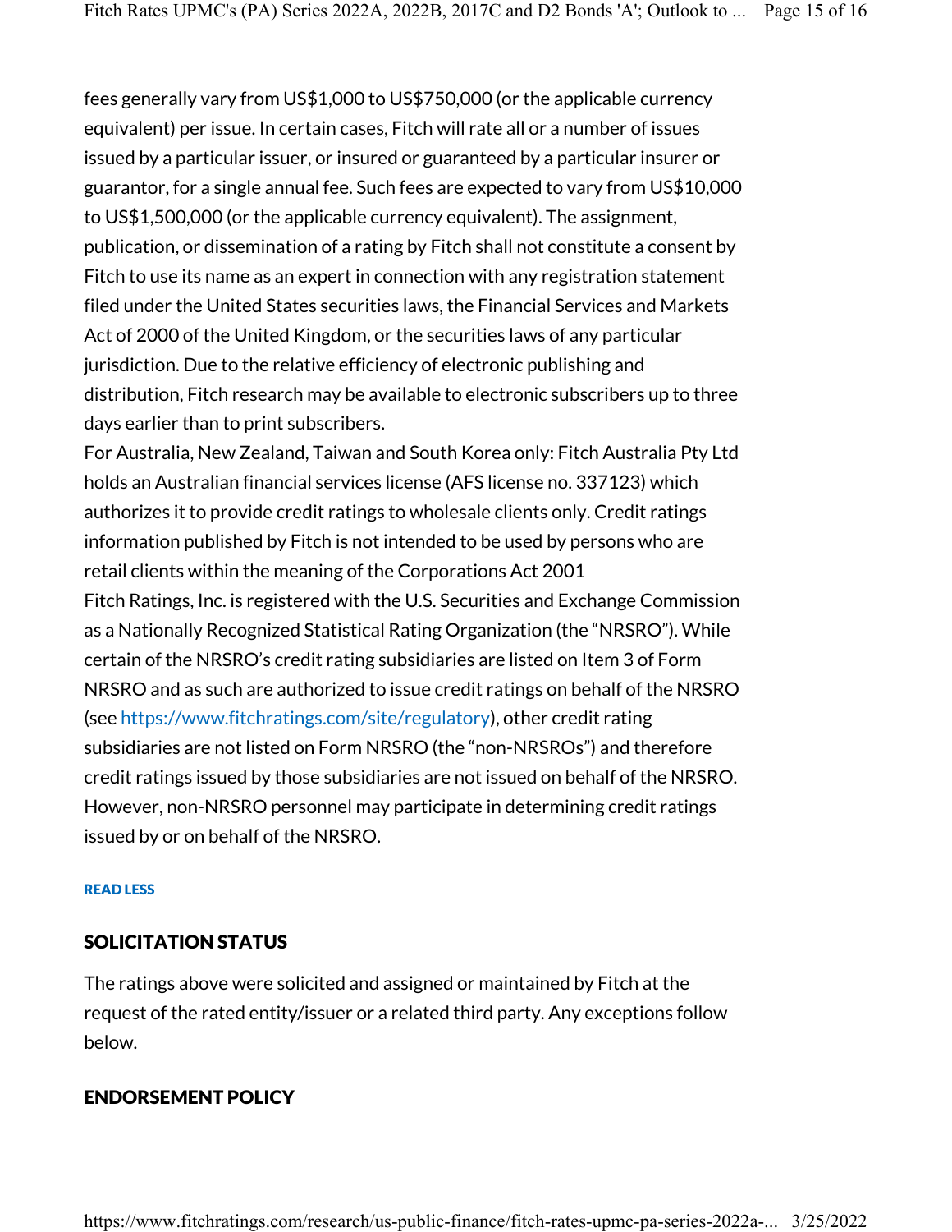fees generally vary from US$1,000 to US$750,000 (or the applicable currency equivalent) per issue. In certain cases, Fitch will rate all or a number of issues issued by a particular issuer, or insured or guaranteed by a particular insurer or guarantor, for a single annual fee. Such fees are expected to vary from US$10,000 to US$1,500,000 (or the applicable currency equivalent). The assignment, publication, or dissemination of a rating by Fitch shall not constitute a consent by Fitch to use its name as an expert in connection with any registration statement filed under the United States securities laws, the Financial Services and Markets Act of 2000 of the United Kingdom, or the securities laws of any particular jurisdiction. Due to the relative efficiency of electronic publishing and distribution, Fitch research may be available to electronic subscribers up to three days earlier than to print subscribers.

For Australia, New Zealand, Taiwan and South Korea only: Fitch Australia Pty Ltd holds an Australian financial services license (AFS license no. 337123) which authorizes it to provide credit ratings to wholesale clients only. Credit ratings information published by Fitch is not intended to be used by persons who are retail clients within the meaning of the Corporations Act 2001

Fitch Ratings, Inc. is registered with the U.S. Securities and Exchange Commission as a Nationally Recognized Statistical Rating Organization (the "NRSRO"). While certain of the NRSRO's credit rating subsidiaries are listed on Item 3 of Form NRSRO and as such are authorized to issue credit ratings on behalf of the NRSRO (see https://www.fitchratings.com/site/regulatory), other credit rating subsidiaries are not listed on Form NRSRO (the "non-NRSROs") and therefore credit ratings issued by those subsidiaries are not issued on behalf of the NRSRO. However, non-NRSRO personnel may participate in determining credit ratings issued by or on behalf of the NRSRO.

READ LESS

## SOLICITATION STATUS

The ratings above were solicited and assigned or maintained by Fitch at the request of the rated entity/issuer or a related third party. Any exceptions follow below.

## ENDORSEMENT POLICY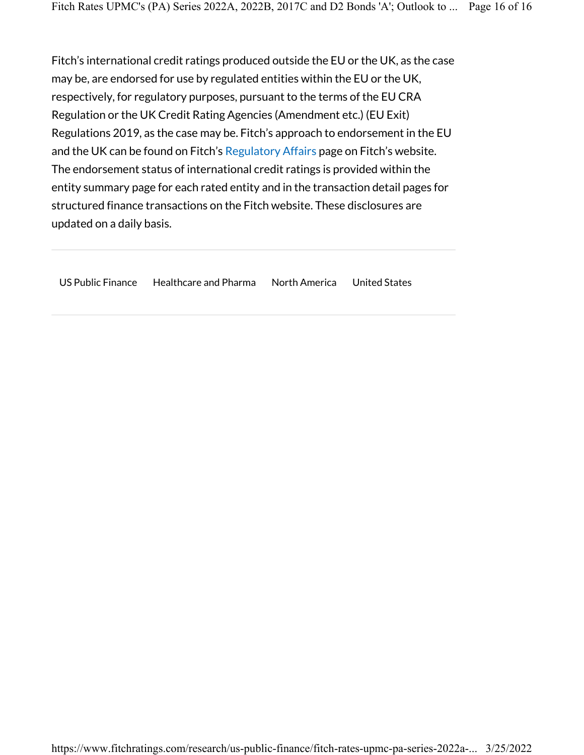Fitch's international credit ratings produced outside the EU or the UK, as the case may be, are endorsed for use by regulated entities within the EU or the UK, respectively, for regulatory purposes, pursuant to the terms of the EU CRA Regulation or the UK Credit Rating Agencies (Amendment etc.) (EU Exit) Regulations 2019, as the case may be. Fitch's approach to endorsement in the EU and the UK can be found on Fitch's Regulatory Affairs page on Fitch's website. The endorsement status of international credit ratings is provided within the entity summary page for each rated entity and in the transaction detail pages for structured finance transactions on the Fitch website. These disclosures are updated on a daily basis.

---

US Public Finance     Healthcare and Pharma     North America     United States

---